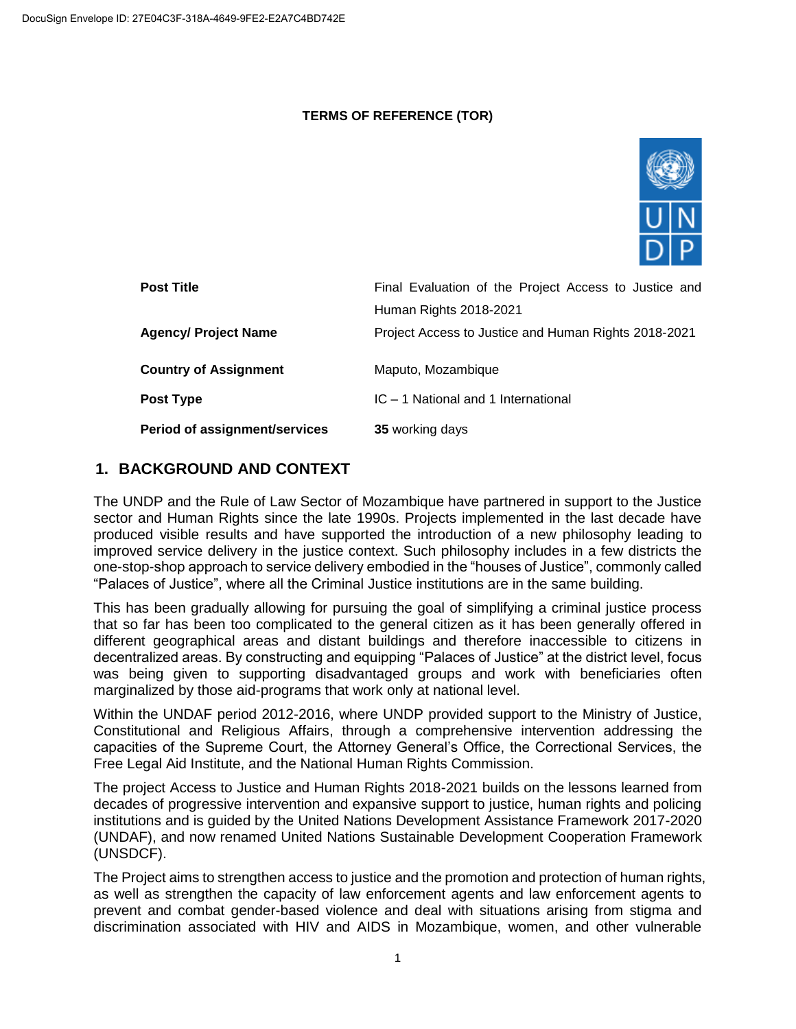DocuSign Envelope ID: 27E04C3F-318A-4649-9FE2-E2A7C4BD742E

**TERMS OF REFERENCE (TOR)**

| | |
|---|---|
| **Post Title** | Final Evaluation of the Project Access to Justice and Human Rights 2018-2021 |
| **Agency/ Project Name** | Project Access to Justice and Human Rights 2018-2021 |
| **Country of Assignment** | Maputo, Mozambique |
| **Post Type** | IC – 1 National and 1 International |
| **Period of assignment/services** | **35** working days |

## 1. BACKGROUND AND CONTEXT

The UNDP and the Rule of Law Sector of Mozambique have partnered in support to the Justice sector and Human Rights since the late 1990s. Projects implemented in the last decade have produced visible results and have supported the introduction of a new philosophy leading to improved service delivery in the justice context. Such philosophy includes in a few districts the one-stop-shop approach to service delivery embodied in the "houses of Justice", commonly called "Palaces of Justice", where all the Criminal Justice institutions are in the same building.

This has been gradually allowing for pursuing the goal of simplifying a criminal justice process that so far has been too complicated to the general citizen as it has been generally offered in different geographical areas and distant buildings and therefore inaccessible to citizens in decentralized areas. By constructing and equipping "Palaces of Justice" at the district level, focus was being given to supporting disadvantaged groups and work with beneficiaries often marginalized by those aid-programs that work only at national level.

Within the UNDAF period 2012-2016, where UNDP provided support to the Ministry of Justice, Constitutional and Religious Affairs, through a comprehensive intervention addressing the capacities of the Supreme Court, the Attorney General's Office, the Correctional Services, the Free Legal Aid Institute, and the National Human Rights Commission.

The project Access to Justice and Human Rights 2018-2021 builds on the lessons learned from decades of progressive intervention and expansive support to justice, human rights and policing institutions and is guided by the United Nations Development Assistance Framework 2017-2020 (UNDAF), and now renamed United Nations Sustainable Development Cooperation Framework (UNSDCF).

The Project aims to strengthen access to justice and the promotion and protection of human rights, as well as strengthen the capacity of law enforcement agents and law enforcement agents to prevent and combat gender-based violence and deal with situations arising from stigma and discrimination associated with HIV and AIDS in Mozambique, women, and other vulnerable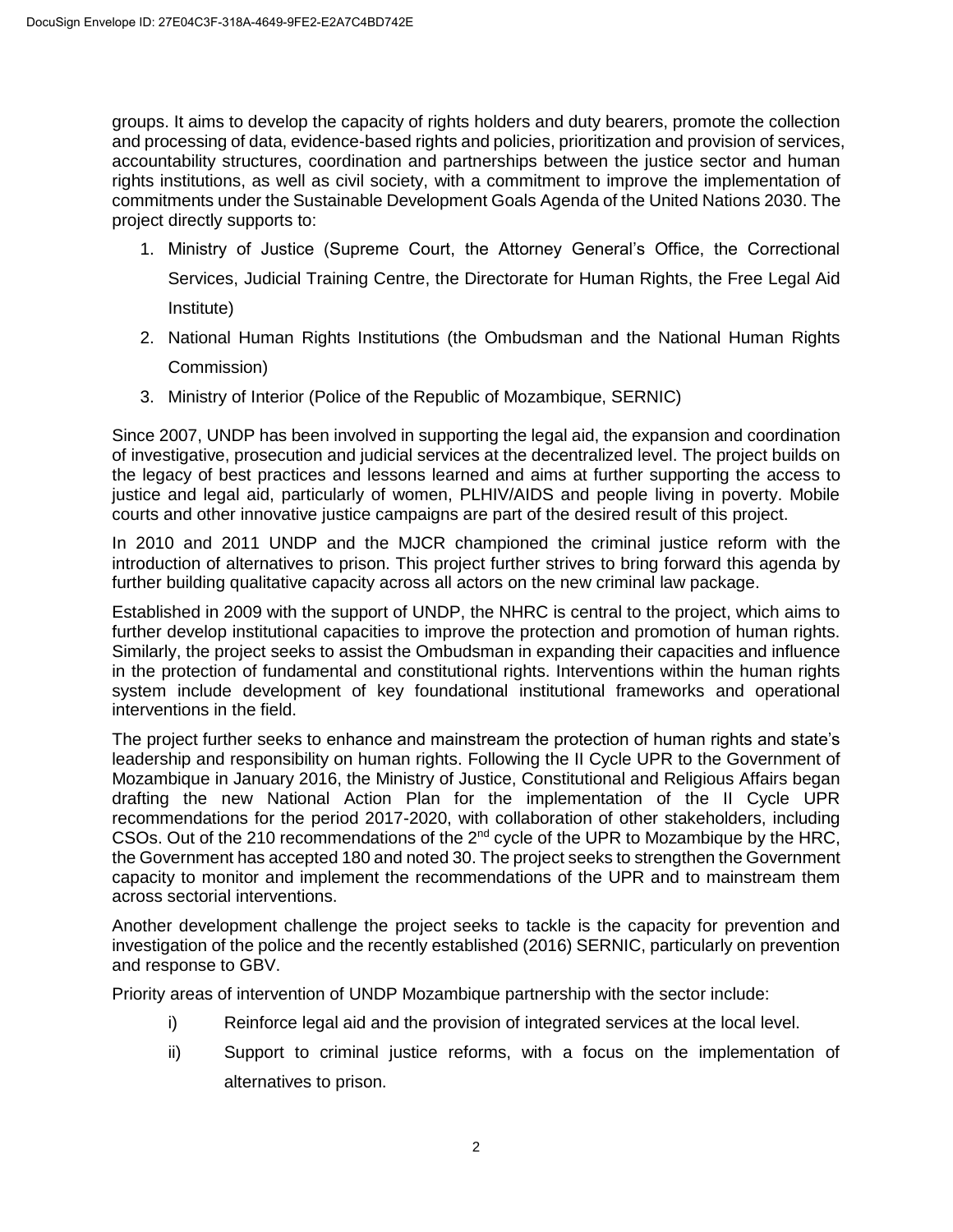groups. It aims to develop the capacity of rights holders and duty bearers, promote the collection and processing of data, evidence-based rights and policies, prioritization and provision of services, accountability structures, coordination and partnerships between the justice sector and human rights institutions, as well as civil society, with a commitment to improve the implementation of commitments under the Sustainable Development Goals Agenda of the United Nations 2030. The project directly supports to:

1. Ministry of Justice (Supreme Court, the Attorney General's Office, the Correctional Services, Judicial Training Centre, the Directorate for Human Rights, the Free Legal Aid Institute)
2. National Human Rights Institutions (the Ombudsman and the National Human Rights Commission)
3. Ministry of Interior (Police of the Republic of Mozambique, SERNIC)

Since 2007, UNDP has been involved in supporting the legal aid, the expansion and coordination of investigative, prosecution and judicial services at the decentralized level. The project builds on the legacy of best practices and lessons learned and aims at further supporting the access to justice and legal aid, particularly of women, PLHIV/AIDS and people living in poverty. Mobile courts and other innovative justice campaigns are part of the desired result of this project.

In 2010 and 2011 UNDP and the MJCR championed the criminal justice reform with the introduction of alternatives to prison. This project further strives to bring forward this agenda by further building qualitative capacity across all actors on the new criminal law package.

Established in 2009 with the support of UNDP, the NHRC is central to the project, which aims to further develop institutional capacities to improve the protection and promotion of human rights. Similarly, the project seeks to assist the Ombudsman in expanding their capacities and influence in the protection of fundamental and constitutional rights. Interventions within the human rights system include development of key foundational institutional frameworks and operational interventions in the field.

The project further seeks to enhance and mainstream the protection of human rights and state's leadership and responsibility on human rights. Following the II Cycle UPR to the Government of Mozambique in January 2016, the Ministry of Justice, Constitutional and Religious Affairs began drafting the new National Action Plan for the implementation of the II Cycle UPR recommendations for the period 2017-2020, with collaboration of other stakeholders, including CSOs. Out of the 210 recommendations of the 2nd cycle of the UPR to Mozambique by the HRC, the Government has accepted 180 and noted 30. The project seeks to strengthen the Government capacity to monitor and implement the recommendations of the UPR and to mainstream them across sectorial interventions.

Another development challenge the project seeks to tackle is the capacity for prevention and investigation of the police and the recently established (2016) SERNIC, particularly on prevention and response to GBV.

Priority areas of intervention of UNDP Mozambique partnership with the sector include:

i) Reinforce legal aid and the provision of integrated services at the local level.

ii) Support to criminal justice reforms, with a focus on the implementation of alternatives to prison.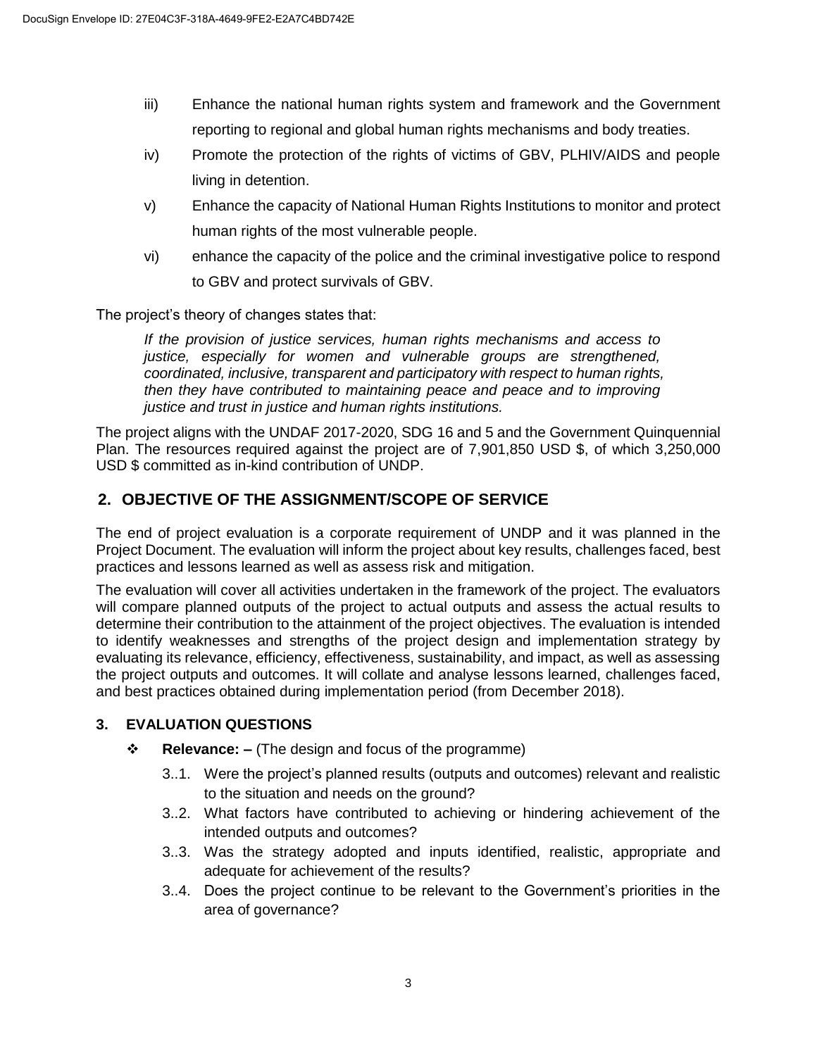iii) Enhance the national human rights system and framework and the Government reporting to regional and global human rights mechanisms and body treaties.

iv) Promote the protection of the rights of victims of GBV, PLHIV/AIDS and people living in detention.

v) Enhance the capacity of National Human Rights Institutions to monitor and protect human rights of the most vulnerable people.

vi) enhance the capacity of the police and the criminal investigative police to respond to GBV and protect survivals of GBV.

The project's theory of changes states that:

> *If the provision of justice services, human rights mechanisms and access to justice, especially for women and vulnerable groups are strengthened, coordinated, inclusive, transparent and participatory with respect to human rights, then they have contributed to maintaining peace and peace and to improving justice and trust in justice and human rights institutions.*

The project aligns with the UNDAF 2017-2020, SDG 16 and 5 and the Government Quinquennial Plan. The resources required against the project are of 7,901,850 USD $, of which 3,250,000 USD $ committed as in-kind contribution of UNDP.

## 2. OBJECTIVE OF THE ASSIGNMENT/SCOPE OF SERVICE

The end of project evaluation is a corporate requirement of UNDP and it was planned in the Project Document. The evaluation will inform the project about key results, challenges faced, best practices and lessons learned as well as assess risk and mitigation.

The evaluation will cover all activities undertaken in the framework of the project. The evaluators will compare planned outputs of the project to actual outputs and assess the actual results to determine their contribution to the attainment of the project objectives. The evaluation is intended to identify weaknesses and strengths of the project design and implementation strategy by evaluating its relevance, efficiency, effectiveness, sustainability, and impact, as well as assessing the project outputs and outcomes. It will collate and analyse lessons learned, challenges faced, and best practices obtained during implementation period (from December 2018).

### 3. EVALUATION QUESTIONS

- **Relevance: –** (The design and focus of the programme)
  - 3..1. Were the project's planned results (outputs and outcomes) relevant and realistic to the situation and needs on the ground?
  - 3..2. What factors have contributed to achieving or hindering achievement of the intended outputs and outcomes?
  - 3..3. Was the strategy adopted and inputs identified, realistic, appropriate and adequate for achievement of the results?
  - 3..4. Does the project continue to be relevant to the Government's priorities in the area of governance?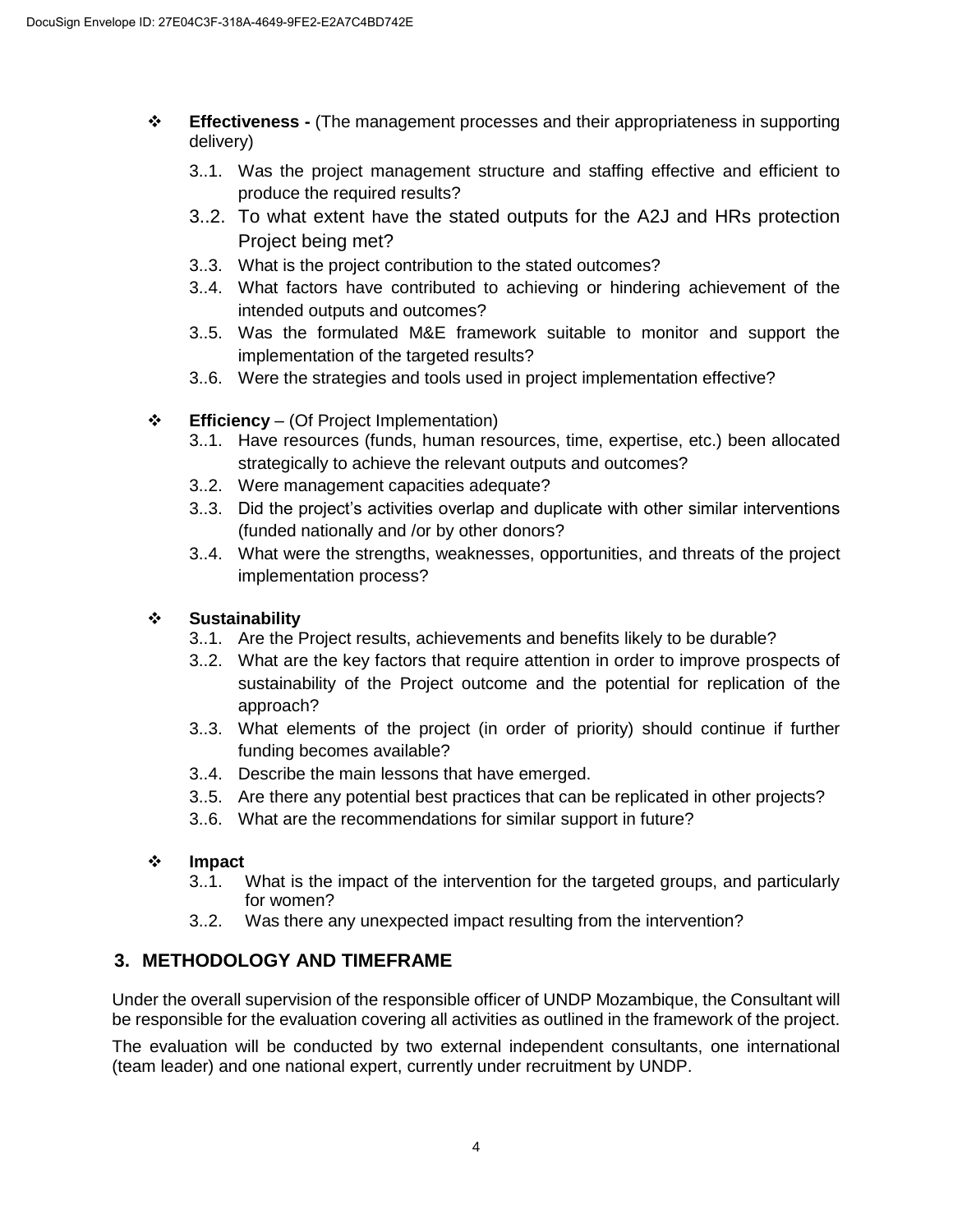- **Effectiveness -** (The management processes and their appropriateness in supporting delivery)
    - 3..1. Was the project management structure and staffing effective and efficient to produce the required results?
    - 3..2. To what extent have the stated outputs for the A2J and HRs protection Project being met?
    - 3..3. What is the project contribution to the stated outcomes?
    - 3..4. What factors have contributed to achieving or hindering achievement of the intended outputs and outcomes?
    - 3..5. Was the formulated M&E framework suitable to monitor and support the implementation of the targeted results?
    - 3..6. Were the strategies and tools used in project implementation effective?

- **Efficiency** – (Of Project Implementation)
    - 3..1. Have resources (funds, human resources, time, expertise, etc.) been allocated strategically to achieve the relevant outputs and outcomes?
    - 3..2. Were management capacities adequate?
    - 3..3. Did the project's activities overlap and duplicate with other similar interventions (funded nationally and /or by other donors?
    - 3..4. What were the strengths, weaknesses, opportunities, and threats of the project implementation process?

- **Sustainability**
    - 3..1. Are the Project results, achievements and benefits likely to be durable?
    - 3..2. What are the key factors that require attention in order to improve prospects of sustainability of the Project outcome and the potential for replication of the approach?
    - 3..3. What elements of the project (in order of priority) should continue if further funding becomes available?
    - 3..4. Describe the main lessons that have emerged.
    - 3..5. Are there any potential best practices that can be replicated in other projects?
    - 3..6. What are the recommendations for similar support in future?

- **Impact**
    - 3..1. What is the impact of the intervention for the targeted groups, and particularly for women?
    - 3..2. Was there any unexpected impact resulting from the intervention?

## 3. METHODOLOGY AND TIMEFRAME

Under the overall supervision of the responsible officer of UNDP Mozambique, the Consultant will be responsible for the evaluation covering all activities as outlined in the framework of the project.

The evaluation will be conducted by two external independent consultants, one international (team leader) and one national expert, currently under recruitment by UNDP.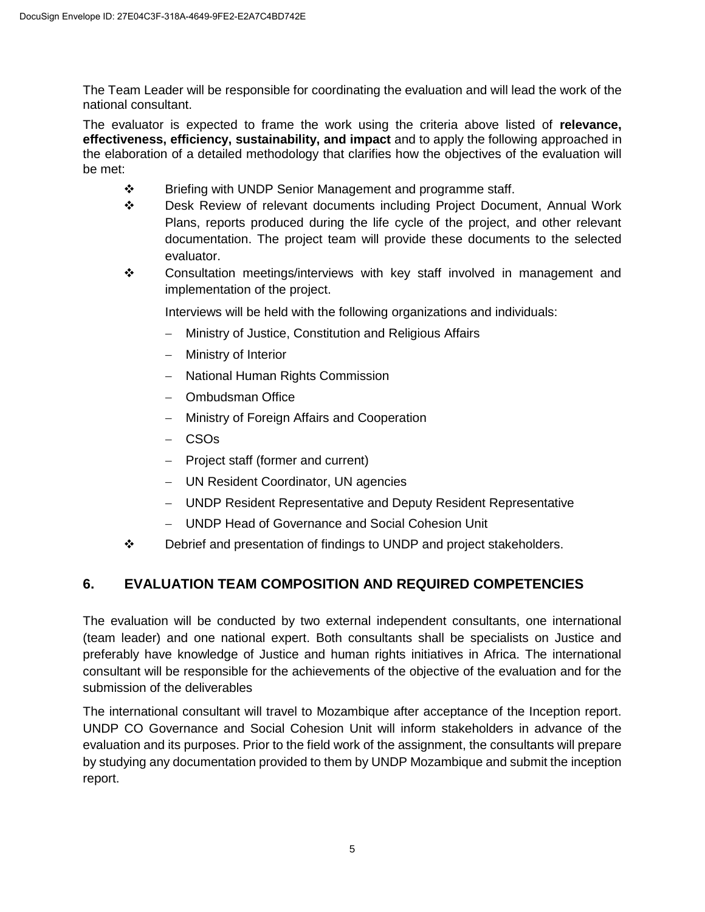The Team Leader will be responsible for coordinating the evaluation and will lead the work of the national consultant.

The evaluator is expected to frame the work using the criteria above listed of **relevance, effectiveness, efficiency, sustainability, and impact** and to apply the following approached in the elaboration of a detailed methodology that clarifies how the objectives of the evaluation will be met:

- Briefing with UNDP Senior Management and programme staff.
- Desk Review of relevant documents including Project Document, Annual Work Plans, reports produced during the life cycle of the project, and other relevant documentation. The project team will provide these documents to the selected evaluator.
- Consultation meetings/interviews with key staff involved in management and implementation of the project.

  Interviews will be held with the following organizations and individuals:

  - Ministry of Justice, Constitution and Religious Affairs
  - Ministry of Interior
  - National Human Rights Commission
  - Ombudsman Office
  - Ministry of Foreign Affairs and Cooperation
  - CSOs
  - Project staff (former and current)
  - UN Resident Coordinator, UN agencies
  - UNDP Resident Representative and Deputy Resident Representative
  - UNDP Head of Governance and Social Cohesion Unit
- Debrief and presentation of findings to UNDP and project stakeholders.

## 6. EVALUATION TEAM COMPOSITION AND REQUIRED COMPETENCIES

The evaluation will be conducted by two external independent consultants, one international (team leader) and one national expert. Both consultants shall be specialists on Justice and preferably have knowledge of Justice and human rights initiatives in Africa. The international consultant will be responsible for the achievements of the objective of the evaluation and for the submission of the deliverables

The international consultant will travel to Mozambique after acceptance of the Inception report. UNDP CO Governance and Social Cohesion Unit will inform stakeholders in advance of the evaluation and its purposes. Prior to the field work of the assignment, the consultants will prepare by studying any documentation provided to them by UNDP Mozambique and submit the inception report.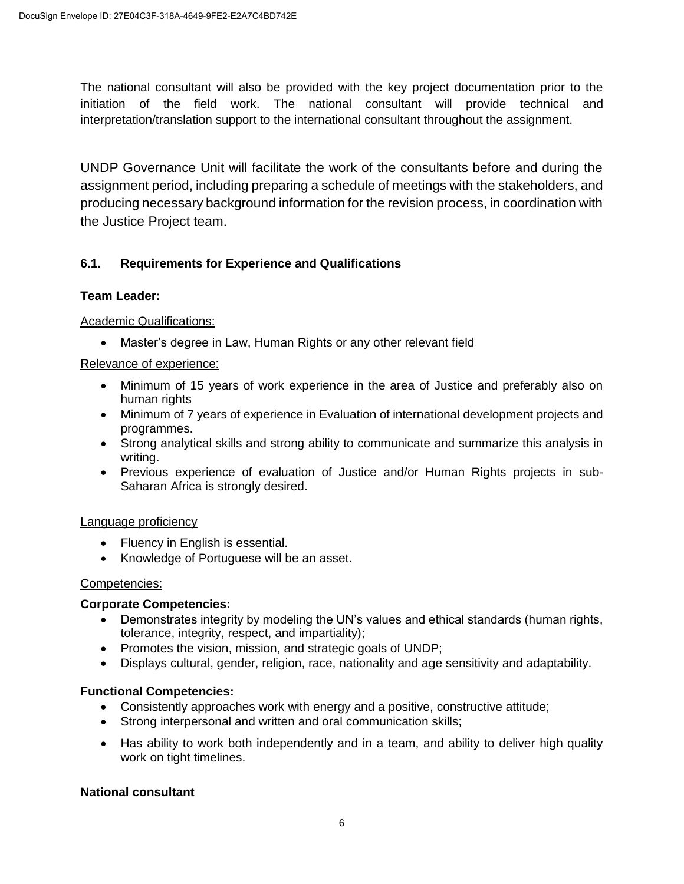The national consultant will also be provided with the key project documentation prior to the initiation of the field work. The national consultant will provide technical and interpretation/translation support to the international consultant throughout the assignment.

UNDP Governance Unit will facilitate the work of the consultants before and during the assignment period, including preparing a schedule of meetings with the stakeholders, and producing necessary background information for the revision process, in coordination with the Justice Project team.

### 6.1. Requirements for Experience and Qualifications

**Team Leader:**

Academic Qualifications:

- Master's degree in Law, Human Rights or any other relevant field

Relevance of experience:

- Minimum of 15 years of work experience in the area of Justice and preferably also on human rights
- Minimum of 7 years of experience in Evaluation of international development projects and programmes.
- Strong analytical skills and strong ability to communicate and summarize this analysis in writing.
- Previous experience of evaluation of Justice and/or Human Rights projects in sub-Saharan Africa is strongly desired.

Language proficiency

- Fluency in English is essential.
- Knowledge of Portuguese will be an asset.

Competencies:

**Corporate Competencies:**

- Demonstrates integrity by modeling the UN's values and ethical standards (human rights, tolerance, integrity, respect, and impartiality);
- Promotes the vision, mission, and strategic goals of UNDP;
- Displays cultural, gender, religion, race, nationality and age sensitivity and adaptability.

**Functional Competencies:**

- Consistently approaches work with energy and a positive, constructive attitude;
- Strong interpersonal and written and oral communication skills;
- Has ability to work both independently and in a team, and ability to deliver high quality work on tight timelines.

**National consultant**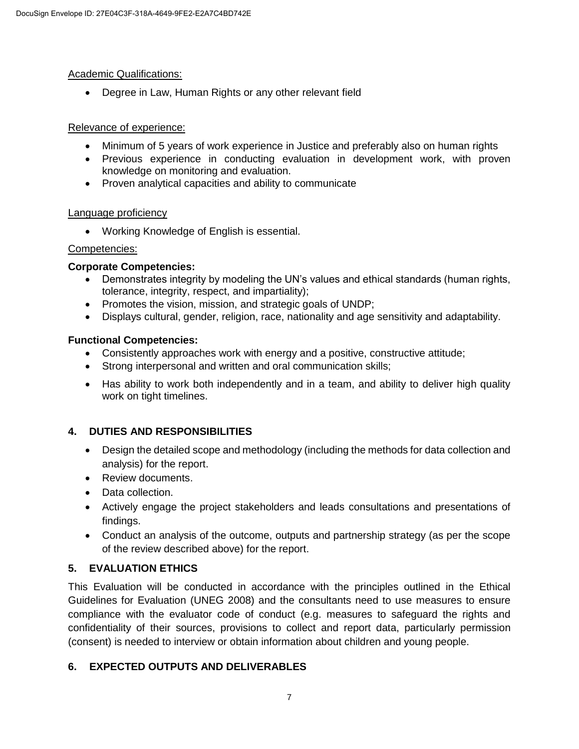Academic Qualifications:

- Degree in Law, Human Rights or any other relevant field

Relevance of experience:

- Minimum of 5 years of work experience in Justice and preferably also on human rights
- Previous experience in conducting evaluation in development work, with proven knowledge on monitoring and evaluation.
- Proven analytical capacities and ability to communicate

Language proficiency

- Working Knowledge of English is essential.

Competencies:

**Corporate Competencies:**

- Demonstrates integrity by modeling the UN's values and ethical standards (human rights, tolerance, integrity, respect, and impartiality);
- Promotes the vision, mission, and strategic goals of UNDP;
- Displays cultural, gender, religion, race, nationality and age sensitivity and adaptability.

**Functional Competencies:**

- Consistently approaches work with energy and a positive, constructive attitude;
- Strong interpersonal and written and oral communication skills;
- Has ability to work both independently and in a team, and ability to deliver high quality work on tight timelines.

## 4. DUTIES AND RESPONSIBILITIES

- Design the detailed scope and methodology (including the methods for data collection and analysis) for the report.
- Review documents.
- Data collection.
- Actively engage the project stakeholders and leads consultations and presentations of findings.
- Conduct an analysis of the outcome, outputs and partnership strategy (as per the scope of the review described above) for the report.

## 5. EVALUATION ETHICS

This Evaluation will be conducted in accordance with the principles outlined in the Ethical Guidelines for Evaluation (UNEG 2008) and the consultants need to use measures to ensure compliance with the evaluator code of conduct (e.g. measures to safeguard the rights and confidentiality of their sources, provisions to collect and report data, particularly permission (consent) is needed to interview or obtain information about children and young people.

## 6. EXPECTED OUTPUTS AND DELIVERABLES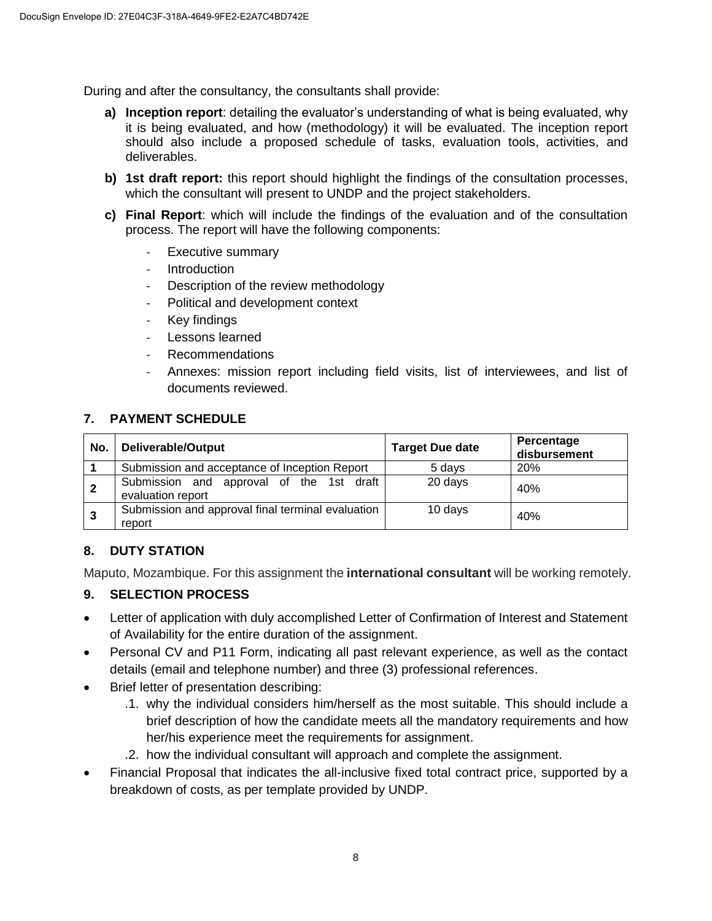During and after the consultancy, the consultants shall provide:

**a) Inception report**: detailing the evaluator's understanding of what is being evaluated, why it is being evaluated, and how (methodology) it will be evaluated. The inception report should also include a proposed schedule of tasks, evaluation tools, activities, and deliverables.

**b) 1st draft report:** this report should highlight the findings of the consultation processes, which the consultant will present to UNDP and the project stakeholders.

**c) Final Report**: which will include the findings of the evaluation and of the consultation process. The report will have the following components:

- Executive summary
- Introduction
- Description of the review methodology
- Political and development context
- Key findings
- Lessons learned
- Recommendations
- Annexes: mission report including field visits, list of interviewees, and list of documents reviewed.

## 7. PAYMENT SCHEDULE

| No. | Deliverable/Output | Target Due date | Percentage disbursement |
|---|---|---|---|
| 1 | Submission and acceptance of Inception Report | 5 days | 20% |
| 2 | Submission and approval of the 1st draft evaluation report | 20 days | 40% |
| 3 | Submission and approval final terminal evaluation report | 10 days | 40% |

## 8. DUTY STATION

Maputo, Mozambique. For this assignment the **international consultant** will be working remotely.

## 9. SELECTION PROCESS

- Letter of application with duly accomplished Letter of Confirmation of Interest and Statement of Availability for the entire duration of the assignment.
- Personal CV and P11 Form, indicating all past relevant experience, as well as the contact details (email and telephone number) and three (3) professional references.
- Brief letter of presentation describing:
  - .1. why the individual considers him/herself as the most suitable. This should include a brief description of how the candidate meets all the mandatory requirements and how her/his experience meet the requirements for assignment.
  - .2. how the individual consultant will approach and complete the assignment.
- Financial Proposal that indicates the all-inclusive fixed total contract price, supported by a breakdown of costs, as per template provided by UNDP.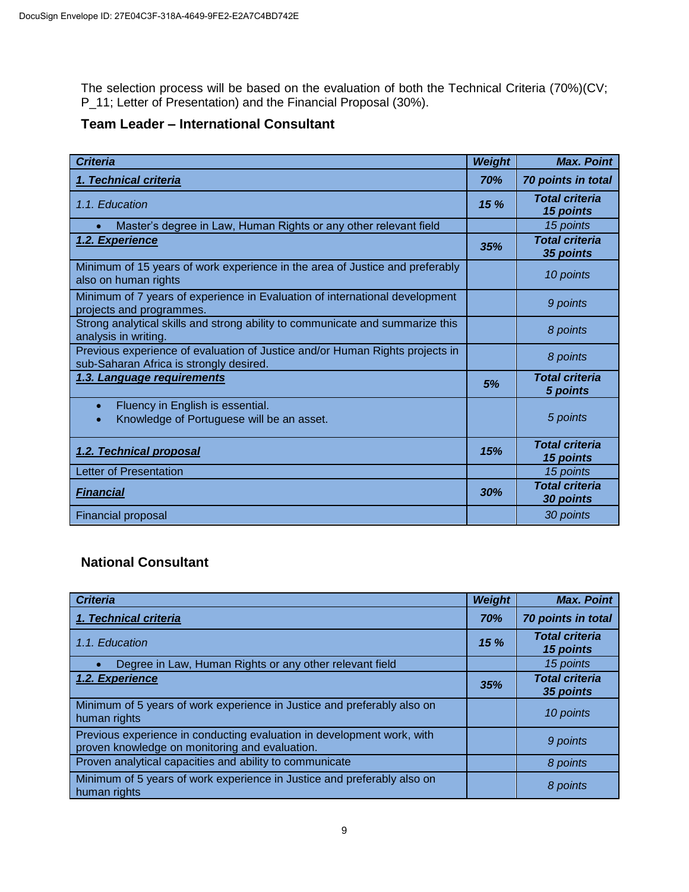The selection process will be based on the evaluation of both the Technical Criteria (70%)(CV; P_11; Letter of Presentation) and the Financial Proposal (30%).

### Team Leader – International Consultant

| *Criteria* | *Weight* | *Max. Point* |
|---|---|---|
| ***1. Technical criteria*** | ***70%*** | ***70 points in total*** |
| *1.1. Education* | ***15 %*** | ***Total criteria 15 points*** |
| • Master's degree in Law, Human Rights or any other relevant field | | *15 points* |
| ***1.2. Experience*** | ***35%*** | ***Total criteria 35 points*** |
| Minimum of 15 years of work experience in the area of Justice and preferably also on human rights | | *10 points* |
| Minimum of 7 years of experience in Evaluation of international development projects and programmes. | | *9 points* |
| Strong analytical skills and strong ability to communicate and summarize this analysis in writing. | | *8 points* |
| Previous experience of evaluation of Justice and/or Human Rights projects in sub-Saharan Africa is strongly desired. | | *8 points* |
| ***1.3. Language requirements*** | ***5%*** | ***Total criteria 5 points*** |
| • Fluency in English is essential.<br>• Knowledge of Portuguese will be an asset. | | *5 points* |
| ***1.2. Technical proposal*** | ***15%*** | ***Total criteria 15 points*** |
| Letter of Presentation | | *15 points* |
| ***Financial*** | ***30%*** | ***Total criteria 30 points*** |
| Financial proposal | | *30 points* |

### National Consultant

| *Criteria* | *Weight* | *Max. Point* |
|---|---|---|
| ***1. Technical criteria*** | ***70%*** | ***70 points in total*** |
| *1.1. Education* | ***15 %*** | ***Total criteria 15 points*** |
| • Degree in Law, Human Rights or any other relevant field | | *15 points* |
| ***1.2. Experience*** | ***35%*** | ***Total criteria 35 points*** |
| Minimum of 5 years of work experience in Justice and preferably also on human rights | | *10 points* |
| Previous experience in conducting evaluation in development work, with proven knowledge on monitoring and evaluation. | | *9 points* |
| Proven analytical capacities and ability to communicate | | *8 points* |
| Minimum of 5 years of work experience in Justice and preferably also on human rights | | *8 points* |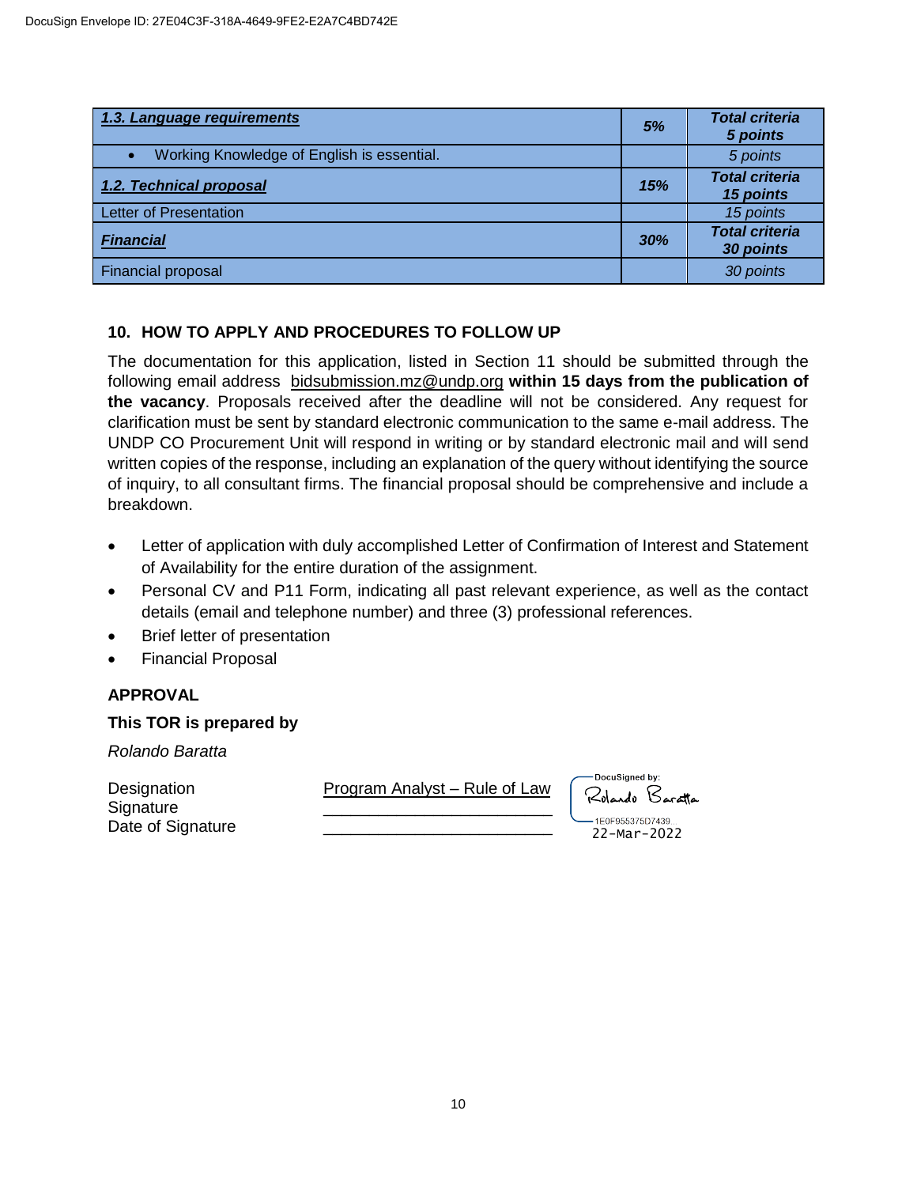| | | |
|---|---|---|
| ***1.3. Language requirements*** | ***5%*** | ***Total criteria 5 points*** |
| • Working Knowledge of English is essential. | | *5 points* |
| ***1.2. Technical proposal*** | ***15%*** | ***Total criteria 15 points*** |
| Letter of Presentation | | *15 points* |
| ***Financial*** | ***30%*** | ***Total criteria 30 points*** |
| Financial proposal | | *30 points* |

## 10. HOW TO APPLY AND PROCEDURES TO FOLLOW UP

The documentation for this application, listed in Section 11 should be submitted through the following email address bidsubmission.mz@undp.org **within 15 days from the publication of the vacancy**. Proposals received after the deadline will not be considered. Any request for clarification must be sent by standard electronic communication to the same e-mail address. The UNDP CO Procurement Unit will respond in writing or by standard electronic mail and will send written copies of the response, including an explanation of the query without identifying the source of inquiry, to all consultant firms. The financial proposal should be comprehensive and include a breakdown.

- Letter of application with duly accomplished Letter of Confirmation of Interest and Statement of Availability for the entire duration of the assignment.
- Personal CV and P11 Form, indicating all past relevant experience, as well as the contact details (email and telephone number) and three (3) professional references.
- Brief letter of presentation
- Financial Proposal

**APPROVAL**

**This TOR is prepared by**

*Rolando Baratta*

Designation: Program Analyst – Rule of Law

Signature: DocuSigned by: Rolando Baratta — 1E0F955375D7439...

Date of Signature: 22-Mar-2022